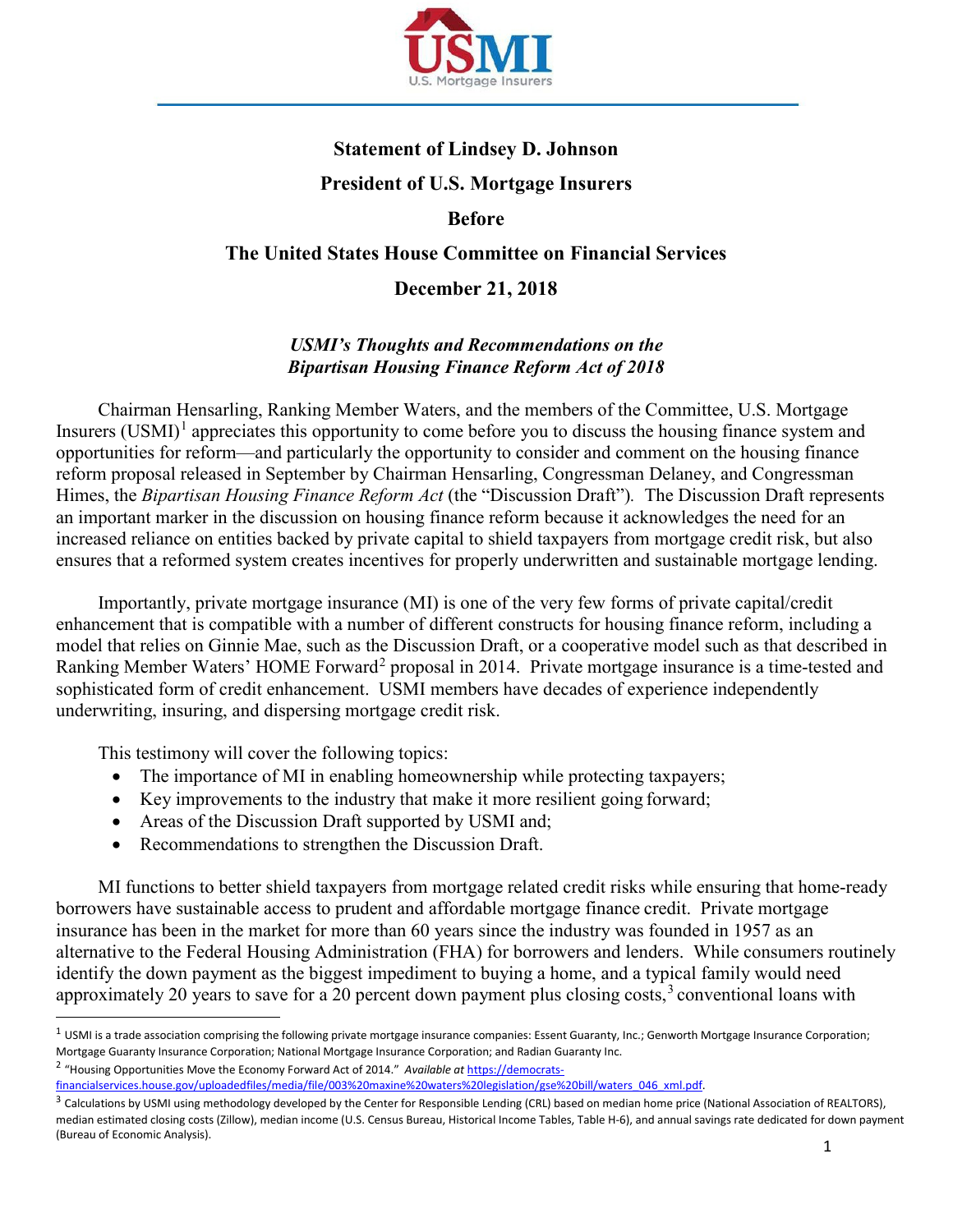**Statement of Lindsey D. Johnson**

**President of U.S. Mortgage Insurers**

**Before**

**The United States House Committee on Financial Services**

**December 21, 2018**

***USMI's Thoughts and Recommendations on the Bipartisan Housing Finance Reform Act of 2018***

Chairman Hensarling, Ranking Member Waters, and the members of the Committee, U.S. Mortgage Insurers (USMI)[1] appreciates this opportunity to come before you to discuss the housing finance system and opportunities for reform—and particularly the opportunity to consider and comment on the housing finance reform proposal released in September by Chairman Hensarling, Congressman Delaney, and Congressman Himes, the *Bipartisan Housing Finance Reform Act* (the "Discussion Draft"). The Discussion Draft represents an important marker in the discussion on housing finance reform because it acknowledges the need for an increased reliance on entities backed by private capital to shield taxpayers from mortgage credit risk, but also ensures that a reformed system creates incentives for properly underwritten and sustainable mortgage lending.

Importantly, private mortgage insurance (MI) is one of the very few forms of private capital/credit enhancement that is compatible with a number of different constructs for housing finance reform, including a model that relies on Ginnie Mae, such as the Discussion Draft, or a cooperative model such as that described in Ranking Member Waters' HOME Forward[2] proposal in 2014. Private mortgage insurance is a time-tested and sophisticated form of credit enhancement. USMI members have decades of experience independently underwriting, insuring, and dispersing mortgage credit risk.

This testimony will cover the following topics:

- The importance of MI in enabling homeownership while protecting taxpayers;
- Key improvements to the industry that make it more resilient going forward;
- Areas of the Discussion Draft supported by USMI and;
- Recommendations to strengthen the Discussion Draft.

MI functions to better shield taxpayers from mortgage related credit risks while ensuring that home-ready borrowers have sustainable access to prudent and affordable mortgage finance credit. Private mortgage insurance has been in the market for more than 60 years since the industry was founded in 1957 as an alternative to the Federal Housing Administration (FHA) for borrowers and lenders. While consumers routinely identify the down payment as the biggest impediment to buying a home, and a typical family would need approximately 20 years to save for a 20 percent down payment plus closing costs,[3] conventional loans with

---

[1] USMI is a trade association comprising the following private mortgage insurance companies: Essent Guaranty, Inc.; Genworth Mortgage Insurance Corporation; Mortgage Guaranty Insurance Corporation; National Mortgage Insurance Corporation; and Radian Guaranty Inc.

[2] "Housing Opportunities Move the Economy Forward Act of 2014." *Available at* https://democrats-financialservices.house.gov/uploadedfiles/media/file/003%20maxine%20waters%20legislation/gse%20bill/waters_046_xml.pdf.

[3] Calculations by USMI using methodology developed by the Center for Responsible Lending (CRL) based on median home price (National Association of REALTORS), median estimated closing costs (Zillow), median income (U.S. Census Bureau, Historical Income Tables, Table H-6), and annual savings rate dedicated for down payment (Bureau of Economic Analysis).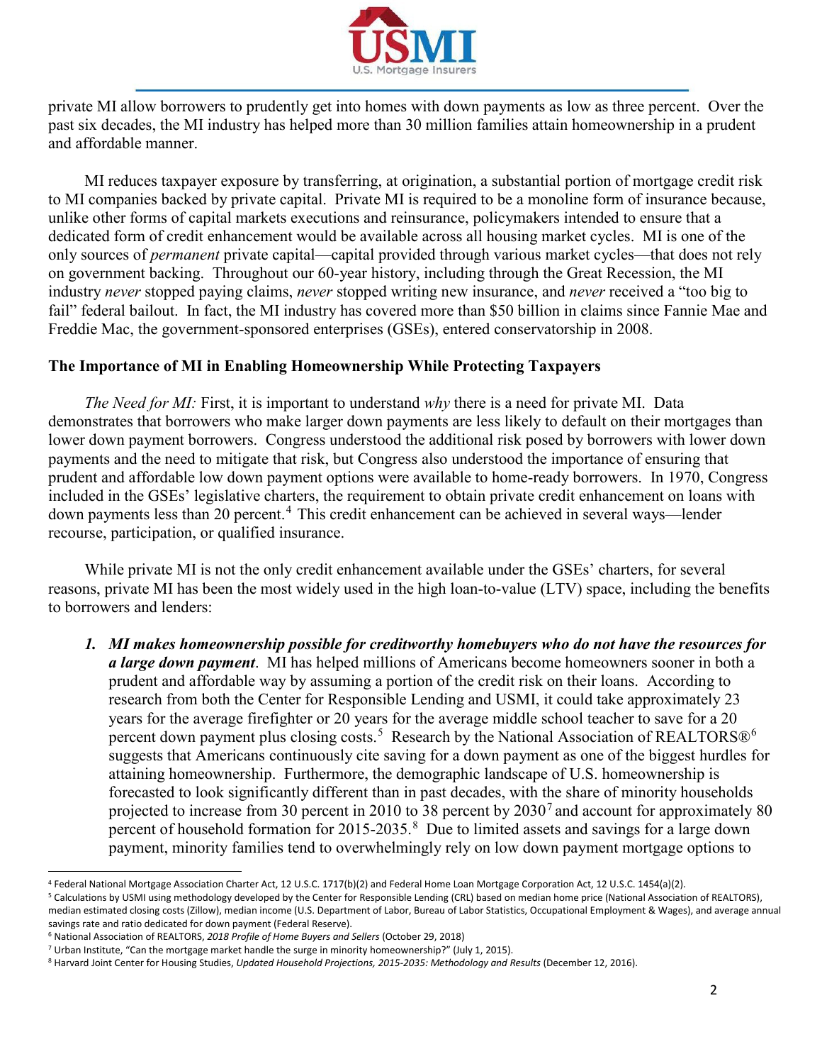private MI allow borrowers to prudently get into homes with down payments as low as three percent. Over the past six decades, the MI industry has helped more than 30 million families attain homeownership in a prudent and affordable manner.

MI reduces taxpayer exposure by transferring, at origination, a substantial portion of mortgage credit risk to MI companies backed by private capital. Private MI is required to be a monoline form of insurance because, unlike other forms of capital markets executions and reinsurance, policymakers intended to ensure that a dedicated form of credit enhancement would be available across all housing market cycles. MI is one of the only sources of *permanent* private capital—capital provided through various market cycles—that does not rely on government backing. Throughout our 60-year history, including through the Great Recession, the MI industry *never* stopped paying claims, *never* stopped writing new insurance, and *never* received a "too big to fail" federal bailout. In fact, the MI industry has covered more than $50 billion in claims since Fannie Mae and Freddie Mac, the government-sponsored enterprises (GSEs), entered conservatorship in 2008.

**The Importance of MI in Enabling Homeownership While Protecting Taxpayers**

*The Need for MI:* First, it is important to understand *why* there is a need for private MI. Data demonstrates that borrowers who make larger down payments are less likely to default on their mortgages than lower down payment borrowers. Congress understood the additional risk posed by borrowers with lower down payments and the need to mitigate that risk, but Congress also understood the importance of ensuring that prudent and affordable low down payment options were available to home-ready borrowers. In 1970, Congress included in the GSEs' legislative charters, the requirement to obtain private credit enhancement on loans with down payments less than 20 percent.[4] This credit enhancement can be achieved in several ways—lender recourse, participation, or qualified insurance.

While private MI is not the only credit enhancement available under the GSEs' charters, for several reasons, private MI has been the most widely used in the high loan-to-value (LTV) space, including the benefits to borrowers and lenders:

1. ***MI makes homeownership possible for creditworthy homebuyers who do not have the resources for a large down payment***. MI has helped millions of Americans become homeowners sooner in both a prudent and affordable way by assuming a portion of the credit risk on their loans. According to research from both the Center for Responsible Lending and USMI, it could take approximately 23 years for the average firefighter or 20 years for the average middle school teacher to save for a 20 percent down payment plus closing costs.[5] Research by the National Association of REALTORS®[6] suggests that Americans continuously cite saving for a down payment as one of the biggest hurdles for attaining homeownership. Furthermore, the demographic landscape of U.S. homeownership is forecasted to look significantly different than in past decades, with the share of minority households projected to increase from 30 percent in 2010 to 38 percent by 2030[7] and account for approximately 80 percent of household formation for 2015-2035.[8] Due to limited assets and savings for a large down payment, minority families tend to overwhelmingly rely on low down payment mortgage options to

---

[4] Federal National Mortgage Association Charter Act, 12 U.S.C. 1717(b)(2) and Federal Home Loan Mortgage Corporation Act, 12 U.S.C. 1454(a)(2).

[5] Calculations by USMI using methodology developed by the Center for Responsible Lending (CRL) based on median home price (National Association of REALTORS), median estimated closing costs (Zillow), median income (U.S. Department of Labor, Bureau of Labor Statistics, Occupational Employment & Wages), and average annual savings rate and ratio dedicated for down payment (Federal Reserve).

[6] National Association of REALTORS, *2018 Profile of Home Buyers and Sellers* (October 29, 2018)

[7] Urban Institute, "Can the mortgage market handle the surge in minority homeownership?" (July 1, 2015).

[8] Harvard Joint Center for Housing Studies, *Updated Household Projections, 2015-2035: Methodology and Results* (December 12, 2016).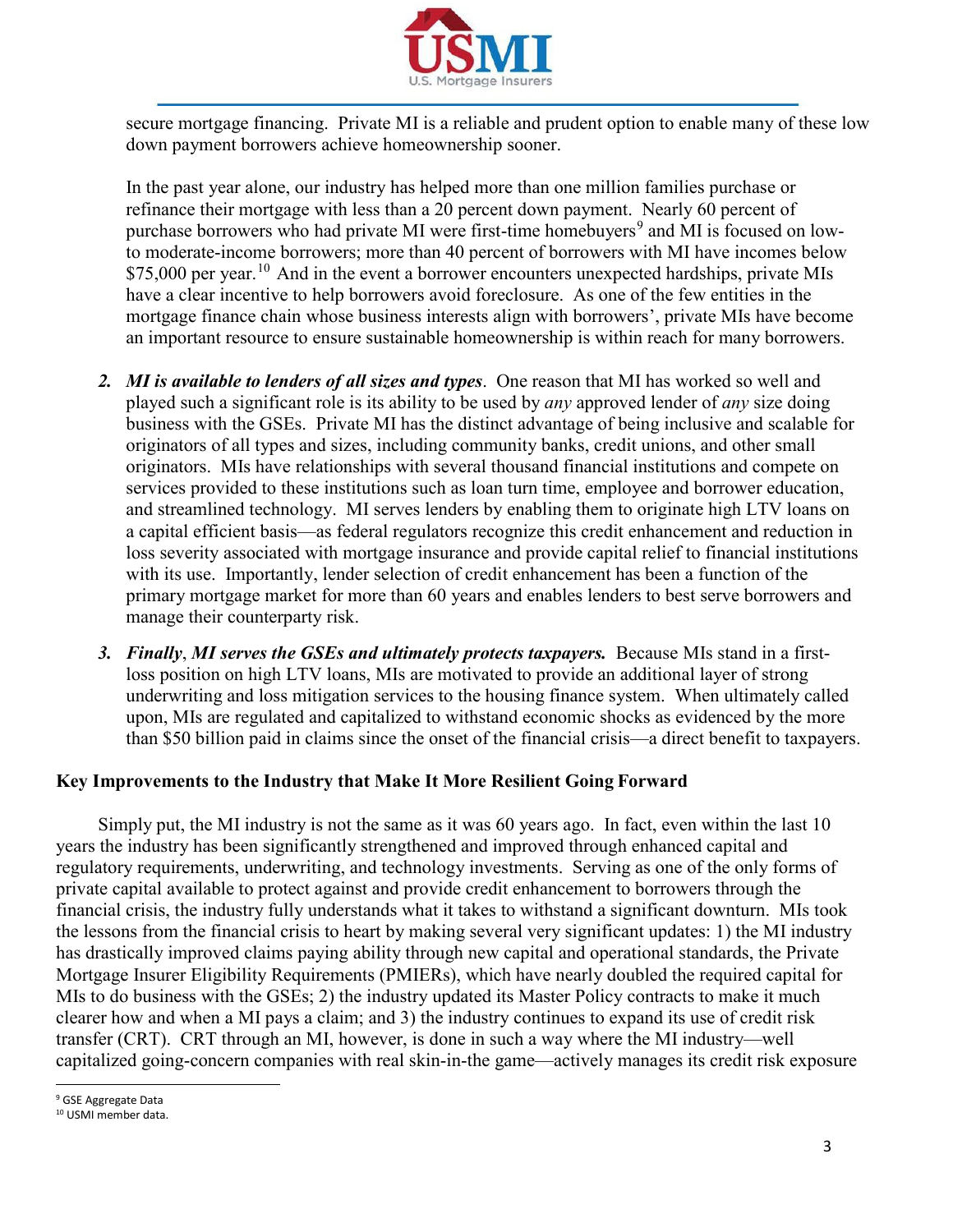secure mortgage financing. Private MI is a reliable and prudent option to enable many of these low down payment borrowers achieve homeownership sooner.

In the past year alone, our industry has helped more than one million families purchase or refinance their mortgage with less than a 20 percent down payment. Nearly 60 percent of purchase borrowers who had private MI were first-time homebuyers[9] and MI is focused on low- to moderate-income borrowers; more than 40 percent of borrowers with MI have incomes below $75,000 per year.[10] And in the event a borrower encounters unexpected hardships, private MIs have a clear incentive to help borrowers avoid foreclosure. As one of the few entities in the mortgage finance chain whose business interests align with borrowers', private MIs have become an important resource to ensure sustainable homeownership is within reach for many borrowers.

2. ***MI is available to lenders of all sizes and types***. One reason that MI has worked so well and played such a significant role is its ability to be used by *any* approved lender of *any* size doing business with the GSEs. Private MI has the distinct advantage of being inclusive and scalable for originators of all types and sizes, including community banks, credit unions, and other small originators. MIs have relationships with several thousand financial institutions and compete on services provided to these institutions such as loan turn time, employee and borrower education, and streamlined technology. MI serves lenders by enabling them to originate high LTV loans on a capital efficient basis—as federal regulators recognize this credit enhancement and reduction in loss severity associated with mortgage insurance and provide capital relief to financial institutions with its use. Importantly, lender selection of credit enhancement has been a function of the primary mortgage market for more than 60 years and enables lenders to best serve borrowers and manage their counterparty risk.

3. ***Finally***, ***MI serves the GSEs and ultimately protects taxpayers.*** Because MIs stand in a first-loss position on high LTV loans, MIs are motivated to provide an additional layer of strong underwriting and loss mitigation services to the housing finance system. When ultimately called upon, MIs are regulated and capitalized to withstand economic shocks as evidenced by the more than $50 billion paid in claims since the onset of the financial crisis—a direct benefit to taxpayers.

**Key Improvements to the Industry that Make It More Resilient Going Forward**

Simply put, the MI industry is not the same as it was 60 years ago. In fact, even within the last 10 years the industry has been significantly strengthened and improved through enhanced capital and regulatory requirements, underwriting, and technology investments. Serving as one of the only forms of private capital available to protect against and provide credit enhancement to borrowers through the financial crisis, the industry fully understands what it takes to withstand a significant downturn. MIs took the lessons from the financial crisis to heart by making several very significant updates: 1) the MI industry has drastically improved claims paying ability through new capital and operational standards, the Private Mortgage Insurer Eligibility Requirements (PMIERs), which have nearly doubled the required capital for MIs to do business with the GSEs; 2) the industry updated its Master Policy contracts to make it much clearer how and when a MI pays a claim; and 3) the industry continues to expand its use of credit risk transfer (CRT). CRT through an MI, however, is done in such a way where the MI industry—well capitalized going-concern companies with real skin-in-the game—actively manages its credit risk exposure

[9] GSE Aggregate Data

[10] USMI member data.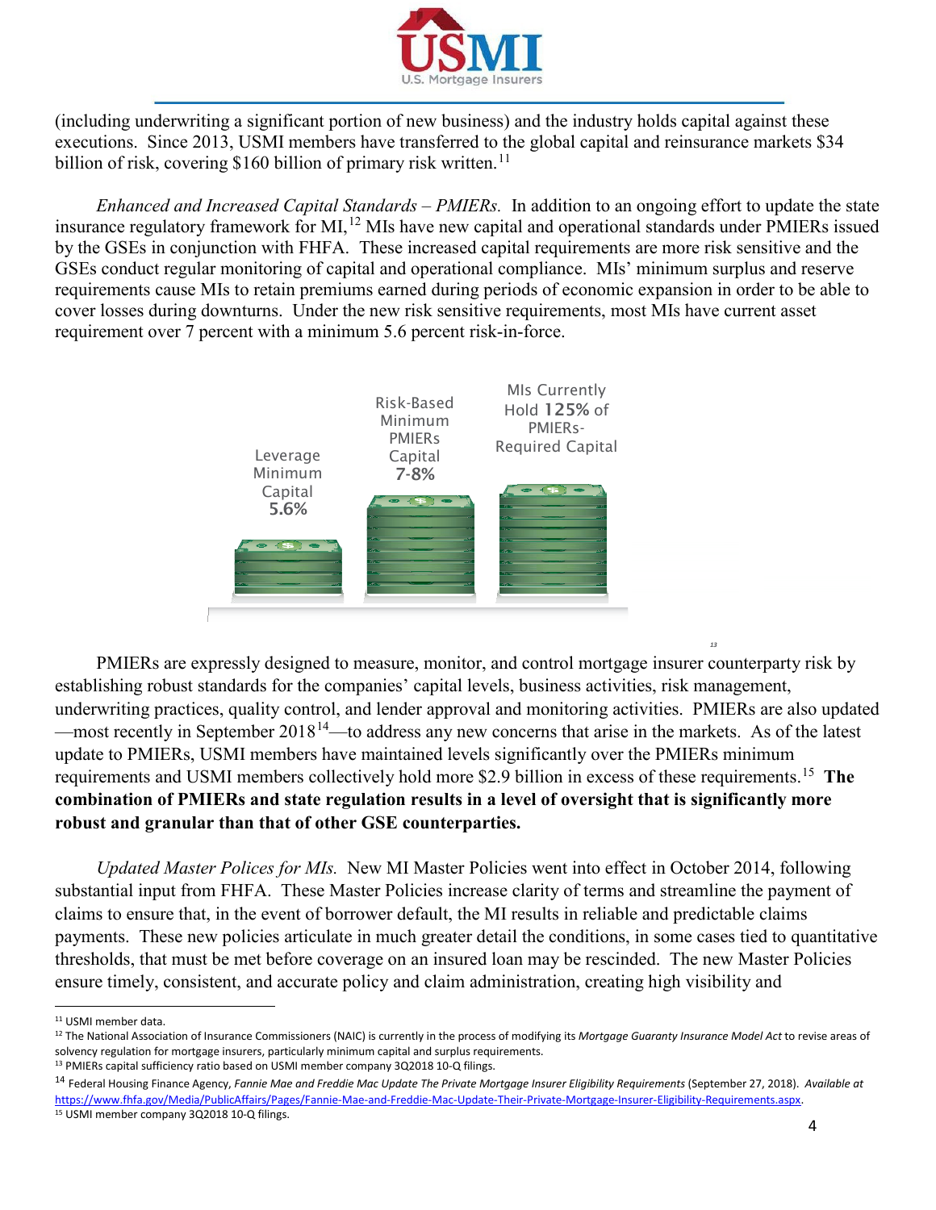(including underwriting a significant portion of new business) and the industry holds capital against these executions. Since 2013, USMI members have transferred to the global capital and reinsurance markets $34 billion of risk, covering $160 billion of primary risk written.[11]

*Enhanced and Increased Capital Standards – PMIERs.* In addition to an ongoing effort to update the state insurance regulatory framework for MI,[12] MIs have new capital and operational standards under PMIERs issued by the GSEs in conjunction with FHFA. These increased capital requirements are more risk sensitive and the GSEs conduct regular monitoring of capital and operational compliance. MIs' minimum surplus and reserve requirements cause MIs to retain premiums earned during periods of economic expansion in order to be able to cover losses during downturns. Under the new risk sensitive requirements, most MIs have current asset requirement over 7 percent with a minimum 5.6 percent risk-in-force.

Leverage Minimum Capital **5.6%**

Risk-Based Minimum PMIERs Capital **7-8%**

MIs Currently Hold **125%** of PMIERs-Required Capital

[13]

PMIERs are expressly designed to measure, monitor, and control mortgage insurer counterparty risk by establishing robust standards for the companies' capital levels, business activities, risk management, underwriting practices, quality control, and lender approval and monitoring activities. PMIERs are also updated —most recently in September 2018[14]—to address any new concerns that arise in the markets. As of the latest update to PMIERs, USMI members have maintained levels significantly over the PMIERs minimum requirements and USMI members collectively hold more $2.9 billion in excess of these requirements.[15] **The combination of PMIERs and state regulation results in a level of oversight that is significantly more robust and granular than that of other GSE counterparties.**

*Updated Master Polices for MIs.* New MI Master Policies went into effect in October 2014, following substantial input from FHFA. These Master Policies increase clarity of terms and streamline the payment of claims to ensure that, in the event of borrower default, the MI results in reliable and predictable claims payments. These new policies articulate in much greater detail the conditions, in some cases tied to quantitative thresholds, that must be met before coverage on an insured loan may be rescinded. The new Master Policies ensure timely, consistent, and accurate policy and claim administration, creating high visibility and

---

[11] USMI member data.

[12] The National Association of Insurance Commissioners (NAIC) is currently in the process of modifying its *Mortgage Guaranty Insurance Model Act* to revise areas of solvency regulation for mortgage insurers, particularly minimum capital and surplus requirements.

[13] PMIERs capital sufficiency ratio based on USMI member company 3Q2018 10-Q filings.

[14] Federal Housing Finance Agency, *Fannie Mae and Freddie Mac Update The Private Mortgage Insurer Eligibility Requirements* (September 27, 2018). *Available at* https://www.fhfa.gov/Media/PublicAffairs/Pages/Fannie-Mae-and-Freddie-Mac-Update-Their-Private-Mortgage-Insurer-Eligibility-Requirements.aspx.

[15] USMI member company 3Q2018 10-Q filings.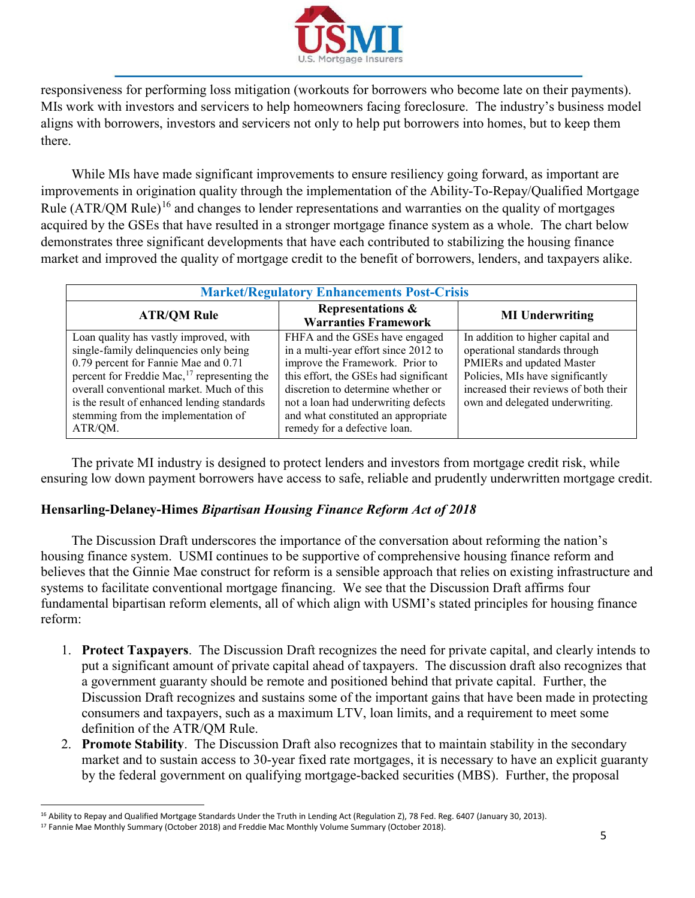responsiveness for performing loss mitigation (workouts for borrowers who become late on their payments). MIs work with investors and servicers to help homeowners facing foreclosure. The industry's business model aligns with borrowers, investors and servicers not only to help put borrowers into homes, but to keep them there.

While MIs have made significant improvements to ensure resiliency going forward, as important are improvements in origination quality through the implementation of the Ability-To-Repay/Qualified Mortgage Rule (ATR/QM Rule)[16] and changes to lender representations and warranties on the quality of mortgages acquired by the GSEs that have resulted in a stronger mortgage finance system as a whole. The chart below demonstrates three significant developments that have each contributed to stabilizing the housing finance market and improved the quality of mortgage credit to the benefit of borrowers, lenders, and taxpayers alike.

| Market/Regulatory Enhancements Post-Crisis | | |
|---|---|---|
| **ATR/QM Rule** | **Representations & Warranties Framework** | **MI Underwriting** |
| Loan quality has vastly improved, with single-family delinquencies only being 0.79 percent for Fannie Mae and 0.71 percent for Freddie Mac,[17] representing the overall conventional market. Much of this is the result of enhanced lending standards stemming from the implementation of ATR/QM. | FHFA and the GSEs have engaged in a multi-year effort since 2012 to improve the Framework. Prior to this effort, the GSEs had significant discretion to determine whether or not a loan had underwriting defects and what constituted an appropriate remedy for a defective loan. | In addition to higher capital and operational standards through PMIERs and updated Master Policies, MIs have significantly increased their reviews of both their own and delegated underwriting. |

The private MI industry is designed to protect lenders and investors from mortgage credit risk, while ensuring low down payment borrowers have access to safe, reliable and prudently underwritten mortgage credit.

## Hensarling-Delaney-Himes *Bipartisan Housing Finance Reform Act of 2018*

The Discussion Draft underscores the importance of the conversation about reforming the nation's housing finance system. USMI continues to be supportive of comprehensive housing finance reform and believes that the Ginnie Mae construct for reform is a sensible approach that relies on existing infrastructure and systems to facilitate conventional mortgage financing. We see that the Discussion Draft affirms four fundamental bipartisan reform elements, all of which align with USMI's stated principles for housing finance reform:

1. **Protect Taxpayers**. The Discussion Draft recognizes the need for private capital, and clearly intends to put a significant amount of private capital ahead of taxpayers. The discussion draft also recognizes that a government guaranty should be remote and positioned behind that private capital. Further, the Discussion Draft recognizes and sustains some of the important gains that have been made in protecting consumers and taxpayers, such as a maximum LTV, loan limits, and a requirement to meet some definition of the ATR/QM Rule.
2. **Promote Stability**. The Discussion Draft also recognizes that to maintain stability in the secondary market and to sustain access to 30-year fixed rate mortgages, it is necessary to have an explicit guaranty by the federal government on qualifying mortgage-backed securities (MBS). Further, the proposal

[16] Ability to Repay and Qualified Mortgage Standards Under the Truth in Lending Act (Regulation Z), 78 Fed. Reg. 6407 (January 30, 2013).

[17] Fannie Mae Monthly Summary (October 2018) and Freddie Mac Monthly Volume Summary (October 2018).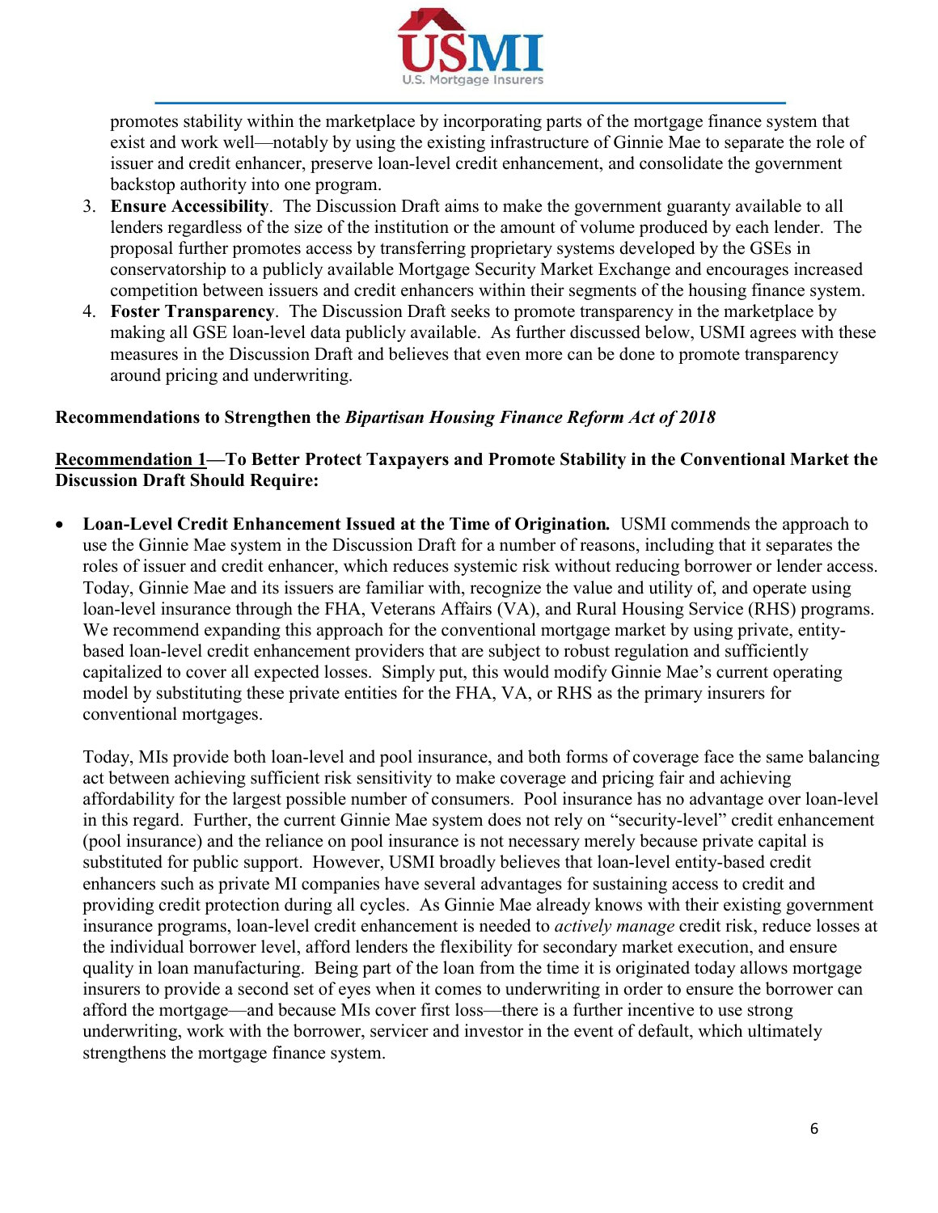promotes stability within the marketplace by incorporating parts of the mortgage finance system that exist and work well—notably by using the existing infrastructure of Ginnie Mae to separate the role of issuer and credit enhancer, preserve loan-level credit enhancement, and consolidate the government backstop authority into one program.

3. **Ensure Accessibility**. The Discussion Draft aims to make the government guaranty available to all lenders regardless of the size of the institution or the amount of volume produced by each lender. The proposal further promotes access by transferring proprietary systems developed by the GSEs in conservatorship to a publicly available Mortgage Security Market Exchange and encourages increased competition between issuers and credit enhancers within their segments of the housing finance system.
4. **Foster Transparency**. The Discussion Draft seeks to promote transparency in the marketplace by making all GSE loan-level data publicly available. As further discussed below, USMI agrees with these measures in the Discussion Draft and believes that even more can be done to promote transparency around pricing and underwriting.

**Recommendations to Strengthen the *Bipartisan Housing Finance Reform Act of 2018***

**<u>Recommendation 1</u>—To Better Protect Taxpayers and Promote Stability in the Conventional Market the Discussion Draft Should Require:**

- **Loan-Level Credit Enhancement Issued at the Time of Origination.** USMI commends the approach to use the Ginnie Mae system in the Discussion Draft for a number of reasons, including that it separates the roles of issuer and credit enhancer, which reduces systemic risk without reducing borrower or lender access. Today, Ginnie Mae and its issuers are familiar with, recognize the value and utility of, and operate using loan-level insurance through the FHA, Veterans Affairs (VA), and Rural Housing Service (RHS) programs. We recommend expanding this approach for the conventional mortgage market by using private, entity-based loan-level credit enhancement providers that are subject to robust regulation and sufficiently capitalized to cover all expected losses. Simply put, this would modify Ginnie Mae's current operating model by substituting these private entities for the FHA, VA, or RHS as the primary insurers for conventional mortgages.

  Today, MIs provide both loan-level and pool insurance, and both forms of coverage face the same balancing act between achieving sufficient risk sensitivity to make coverage and pricing fair and achieving affordability for the largest possible number of consumers. Pool insurance has no advantage over loan-level in this regard. Further, the current Ginnie Mae system does not rely on "security-level" credit enhancement (pool insurance) and the reliance on pool insurance is not necessary merely because private capital is substituted for public support. However, USMI broadly believes that loan-level entity-based credit enhancers such as private MI companies have several advantages for sustaining access to credit and providing credit protection during all cycles. As Ginnie Mae already knows with their existing government insurance programs, loan-level credit enhancement is needed to *actively manage* credit risk, reduce losses at the individual borrower level, afford lenders the flexibility for secondary market execution, and ensure quality in loan manufacturing. Being part of the loan from the time it is originated today allows mortgage insurers to provide a second set of eyes when it comes to underwriting in order to ensure the borrower can afford the mortgage—and because MIs cover first loss—there is a further incentive to use strong underwriting, work with the borrower, servicer and investor in the event of default, which ultimately strengthens the mortgage finance system.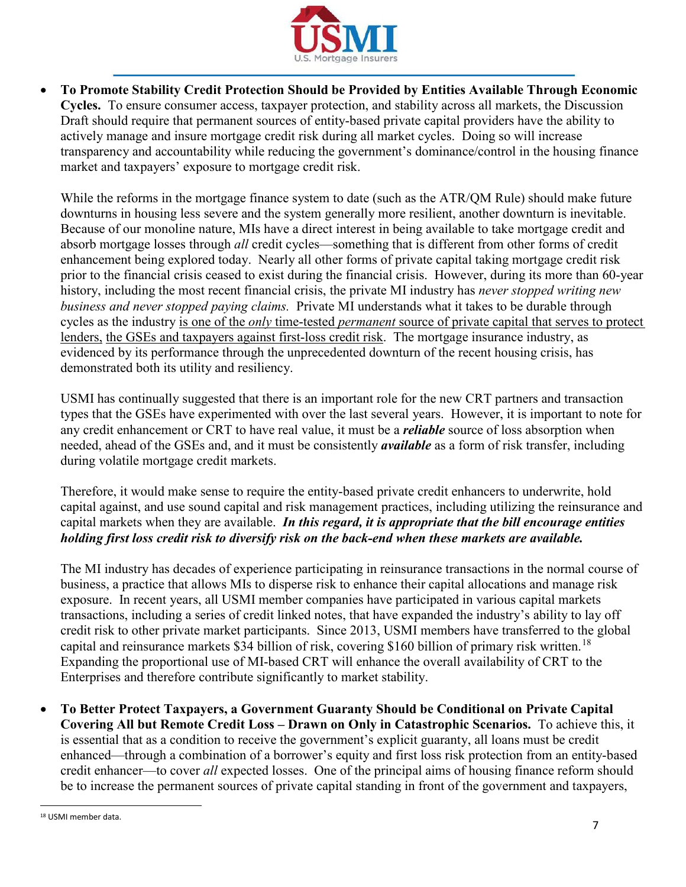- **To Promote Stability Credit Protection Should be Provided by Entities Available Through Economic Cycles.** To ensure consumer access, taxpayer protection, and stability across all markets, the Discussion Draft should require that permanent sources of entity-based private capital providers have the ability to actively manage and insure mortgage credit risk during all market cycles. Doing so will increase transparency and accountability while reducing the government's dominance/control in the housing finance market and taxpayers' exposure to mortgage credit risk.

  While the reforms in the mortgage finance system to date (such as the ATR/QM Rule) should make future downturns in housing less severe and the system generally more resilient, another downturn is inevitable. Because of our monoline nature, MIs have a direct interest in being available to take mortgage credit and absorb mortgage losses through *all* credit cycles—something that is different from other forms of credit enhancement being explored today. Nearly all other forms of private capital taking mortgage credit risk prior to the financial crisis ceased to exist during the financial crisis. However, during its more than 60-year history, including the most recent financial crisis, the private MI industry has *never stopped writing new business and never stopped paying claims.* Private MI understands what it takes to be durable through cycles as the industry <u>is one of the *only* time-tested *permanent* source of private capital that serves to protect lenders, the GSEs and taxpayers against first-loss credit risk</u>. The mortgage insurance industry, as evidenced by its performance through the unprecedented downturn of the recent housing crisis, has demonstrated both its utility and resiliency.

  USMI has continually suggested that there is an important role for the new CRT partners and transaction types that the GSEs have experimented with over the last several years. However, it is important to note for any credit enhancement or CRT to have real value, it must be a ***reliable*** source of loss absorption when needed, ahead of the GSEs and, and it must be consistently ***available*** as a form of risk transfer, including during volatile mortgage credit markets.

  Therefore, it would make sense to require the entity-based private credit enhancers to underwrite, hold capital against, and use sound capital and risk management practices, including utilizing the reinsurance and capital markets when they are available. ***In this regard, it is appropriate that the bill encourage entities holding first loss credit risk to diversify risk on the back-end when these markets are available.***

  The MI industry has decades of experience participating in reinsurance transactions in the normal course of business, a practice that allows MIs to disperse risk to enhance their capital allocations and manage risk exposure. In recent years, all USMI member companies have participated in various capital markets transactions, including a series of credit linked notes, that have expanded the industry's ability to lay off credit risk to other private market participants. Since 2013, USMI members have transferred to the global capital and reinsurance markets $34 billion of risk, covering $160 billion of primary risk written.[18] Expanding the proportional use of MI-based CRT will enhance the overall availability of CRT to the Enterprises and therefore contribute significantly to market stability.

- **To Better Protect Taxpayers, a Government Guaranty Should be Conditional on Private Capital Covering All but Remote Credit Loss – Drawn on Only in Catastrophic Scenarios.** To achieve this, it is essential that as a condition to receive the government's explicit guaranty, all loans must be credit enhanced—through a combination of a borrower's equity and first loss risk protection from an entity-based credit enhancer—to cover *all* expected losses. One of the principal aims of housing finance reform should be to increase the permanent sources of private capital standing in front of the government and taxpayers,

[18] USMI member data.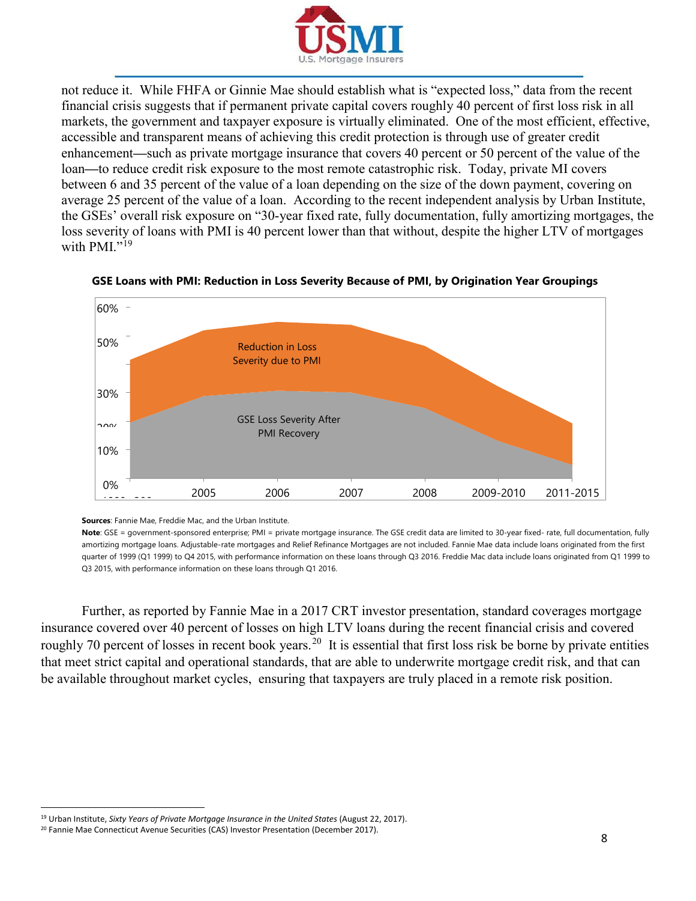not reduce it. While FHFA or Ginnie Mae should establish what is "expected loss," data from the recent financial crisis suggests that if permanent private capital covers roughly 40 percent of first loss risk in all markets, the government and taxpayer exposure is virtually eliminated. One of the most efficient, effective, accessible and transparent means of achieving this credit protection is through use of greater credit enhancement—such as private mortgage insurance that covers 40 percent or 50 percent of the value of the loan—to reduce credit risk exposure to the most remote catastrophic risk. Today, private MI covers between 6 and 35 percent of the value of a loan depending on the size of the down payment, covering on average 25 percent of the value of a loan. According to the recent independent analysis by Urban Institute, the GSEs' overall risk exposure on "30-year fixed rate, fully documentation, fully amortizing mortgages, the loss severity of loans with PMI is 40 percent lower than that without, despite the higher LTV of mortgages with PMI."[19]

**GSE Loans with PMI: Reduction in Loss Severity Because of PMI, by Origination Year Groupings**

60%
50%
30%
20%
10%
0%

Reduction in Loss Severity due to PMI

GSE Loss Severity After PMI Recovery

1999-2004
2005
2006
2007
2008
2009-2010
2011-2015

**Sources**: Fannie Mae, Freddie Mac, and the Urban Institute.

**Note**: GSE = government-sponsored enterprise; PMI = private mortgage insurance. The GSE credit data are limited to 30-year fixed- rate, full documentation, fully amortizing mortgage loans. Adjustable-rate mortgages and Relief Refinance Mortgages are not included. Fannie Mae data include loans originated from the first quarter of 1999 (Q1 1999) to Q4 2015, with performance information on these loans through Q3 2016. Freddie Mac data include loans originated from Q1 1999 to Q3 2015, with performance information on these loans through Q1 2016.

Further, as reported by Fannie Mae in a 2017 CRT investor presentation, standard coverages mortgage insurance covered over 40 percent of losses on high LTV loans during the recent financial crisis and covered roughly 70 percent of losses in recent book years.[20] It is essential that first loss risk be borne by private entities that meet strict capital and operational standards, that are able to underwrite mortgage credit risk, and that can be available throughout market cycles, ensuring that taxpayers are truly placed in a remote risk position.

[19] Urban Institute, *Sixty Years of Private Mortgage Insurance in the United States* (August 22, 2017).

[20] Fannie Mae Connecticut Avenue Securities (CAS) Investor Presentation (December 2017).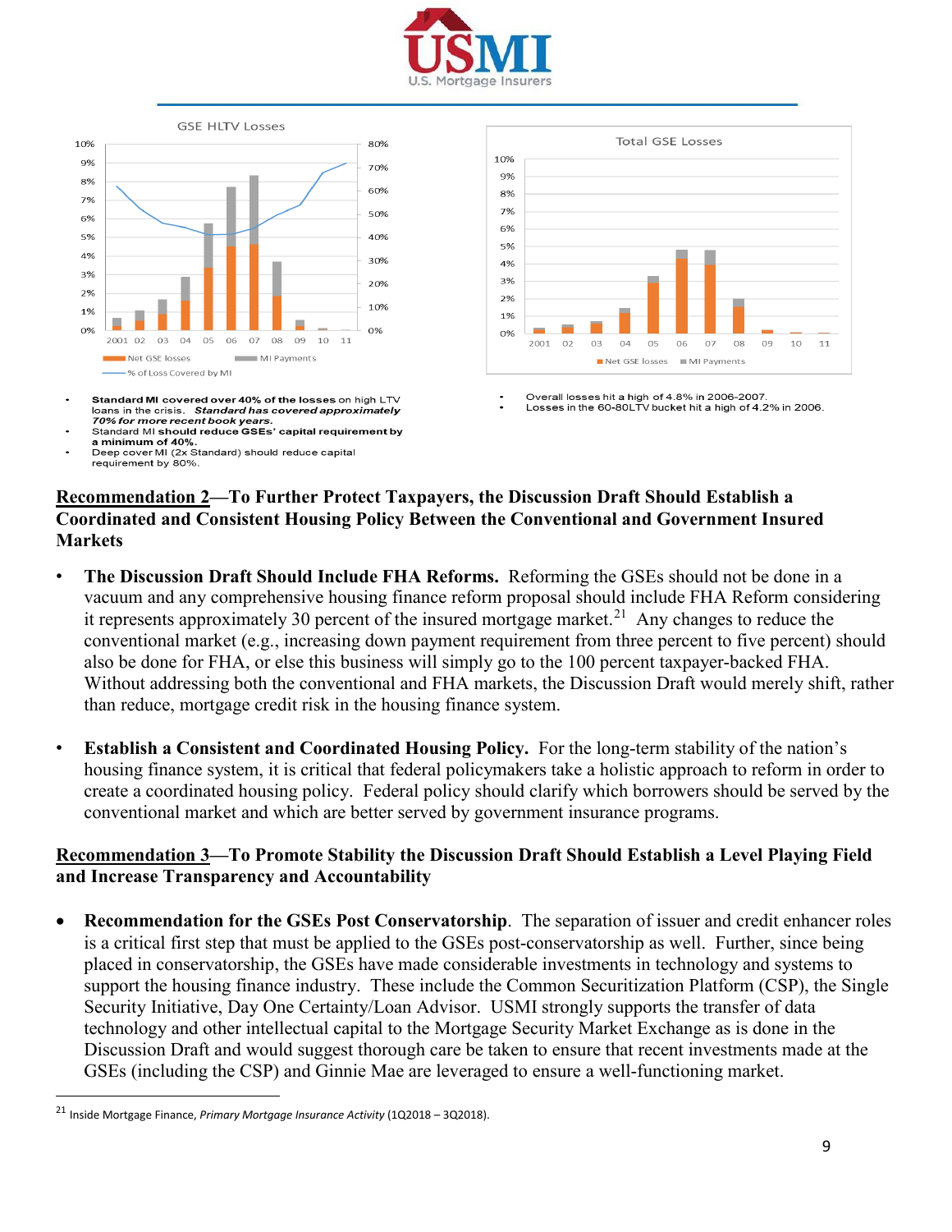GSE HLTV Losses

10% 9% 8% 7% 6% 5% 4% 3% 2% 1% 0%

80% 70% 60% 50% 40% 30% 20% 10% 0%

2001 02 03 04 05 06 07 08 09 10 11

Net GSE losses | MI Payments | % of Loss Covered by MI

Total GSE Losses

10% 9% 8% 7% 6% 5% 4% 3% 2% 1% 0%

2001 02 03 04 05 06 07 08 09 10 11

Net GSE losses | MI Payments

- **Standard MI covered over 40% of the losses** on high LTV loans in the crisis. ***Standard has covered approximately 70% for more recent book years.***
- Standard MI **should reduce GSEs' capital requirement by a minimum of 40%.**
- Deep cover MI (2x Standard) should reduce capital requirement by 80%.

- Overall losses hit a high of 4.8% in 2006-2007.
- Losses in the 60-80LTV bucket hit a high of 4.2% in 2006.

**<u>Recommendation 2</u>—To Further Protect Taxpayers, the Discussion Draft Should Establish a Coordinated and Consistent Housing Policy Between the Conventional and Government Insured Markets**

- **The Discussion Draft Should Include FHA Reforms.** Reforming the GSEs should not be done in a vacuum and any comprehensive housing finance reform proposal should include FHA Reform considering it represents approximately 30 percent of the insured mortgage market.[21] Any changes to reduce the conventional market (e.g., increasing down payment requirement from three percent to five percent) should also be done for FHA, or else this business will simply go to the 100 percent taxpayer-backed FHA. Without addressing both the conventional and FHA markets, the Discussion Draft would merely shift, rather than reduce, mortgage credit risk in the housing finance system.

- **Establish a Consistent and Coordinated Housing Policy.** For the long-term stability of the nation's housing finance system, it is critical that federal policymakers take a holistic approach to reform in order to create a coordinated housing policy. Federal policy should clarify which borrowers should be served by the conventional market and which are better served by government insurance programs.

**<u>Recommendation 3</u>—To Promote Stability the Discussion Draft Should Establish a Level Playing Field and Increase Transparency and Accountability**

- **Recommendation for the GSEs Post Conservatorship**. The separation of issuer and credit enhancer roles is a critical first step that must be applied to the GSEs post-conservatorship as well. Further, since being placed in conservatorship, the GSEs have made considerable investments in technology and systems to support the housing finance industry. These include the Common Securitization Platform (CSP), the Single Security Initiative, Day One Certainty/Loan Advisor. USMI strongly supports the transfer of data technology and other intellectual capital to the Mortgage Security Market Exchange as is done in the Discussion Draft and would suggest thorough care be taken to ensure that recent investments made at the GSEs (including the CSP) and Ginnie Mae are leveraged to ensure a well-functioning market.

---

[21] Inside Mortgage Finance, *Primary Mortgage Insurance Activity* (1Q2018 – 3Q2018).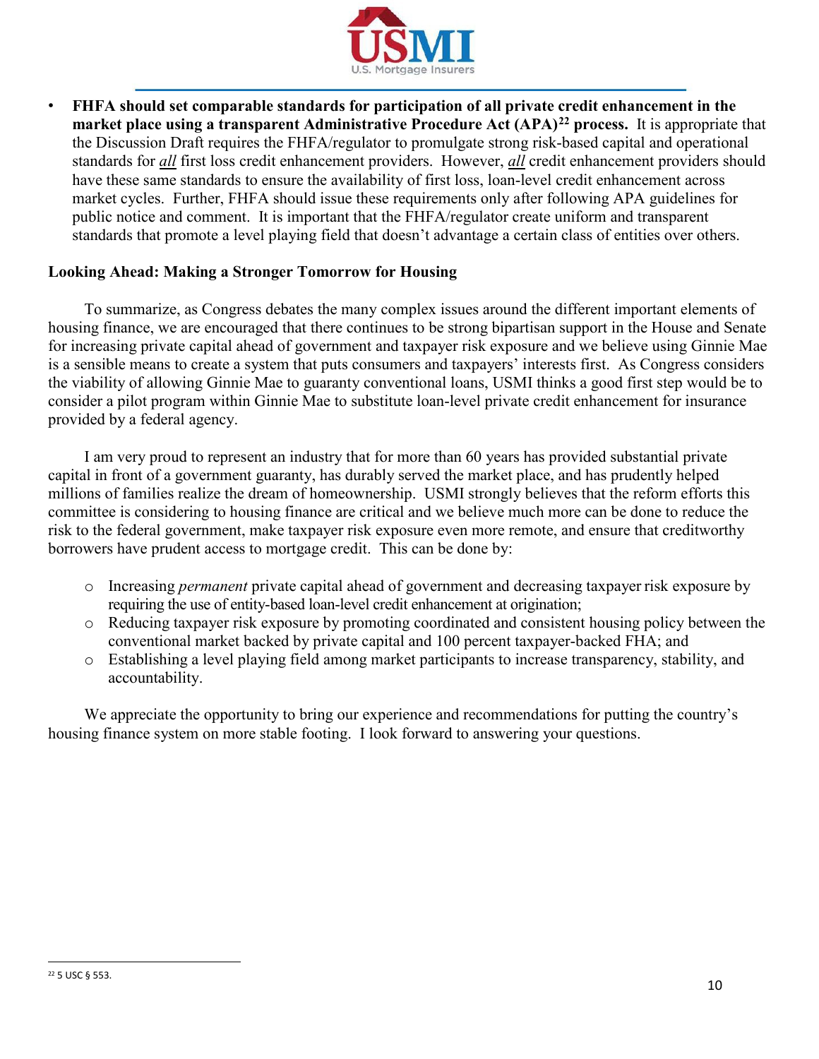- **FHFA should set comparable standards for participation of all private credit enhancement in the market place using a transparent Administrative Procedure Act (APA)[22] process.** It is appropriate that the Discussion Draft requires the FHFA/regulator to promulgate strong risk-based capital and operational standards for ***all*** first loss credit enhancement providers. However, ***all*** credit enhancement providers should have these same standards to ensure the availability of first loss, loan-level credit enhancement across market cycles. Further, FHFA should issue these requirements only after following APA guidelines for public notice and comment. It is important that the FHFA/regulator create uniform and transparent standards that promote a level playing field that doesn't advantage a certain class of entities over others.

**Looking Ahead: Making a Stronger Tomorrow for Housing**

To summarize, as Congress debates the many complex issues around the different important elements of housing finance, we are encouraged that there continues to be strong bipartisan support in the House and Senate for increasing private capital ahead of government and taxpayer risk exposure and we believe using Ginnie Mae is a sensible means to create a system that puts consumers and taxpayers' interests first. As Congress considers the viability of allowing Ginnie Mae to guaranty conventional loans, USMI thinks a good first step would be to consider a pilot program within Ginnie Mae to substitute loan-level private credit enhancement for insurance provided by a federal agency.

I am very proud to represent an industry that for more than 60 years has provided substantial private capital in front of a government guaranty, has durably served the market place, and has prudently helped millions of families realize the dream of homeownership. USMI strongly believes that the reform efforts this committee is considering to housing finance are critical and we believe much more can be done to reduce the risk to the federal government, make taxpayer risk exposure even more remote, and ensure that creditworthy borrowers have prudent access to mortgage credit. This can be done by:

- Increasing *permanent* private capital ahead of government and decreasing taxpayer risk exposure by requiring the use of entity-based loan-level credit enhancement at origination;
- Reducing taxpayer risk exposure by promoting coordinated and consistent housing policy between the conventional market backed by private capital and 100 percent taxpayer-backed FHA; and
- Establishing a level playing field among market participants to increase transparency, stability, and accountability.

We appreciate the opportunity to bring our experience and recommendations for putting the country's housing finance system on more stable footing. I look forward to answering your questions.

---

[22] 5 USC § 553.